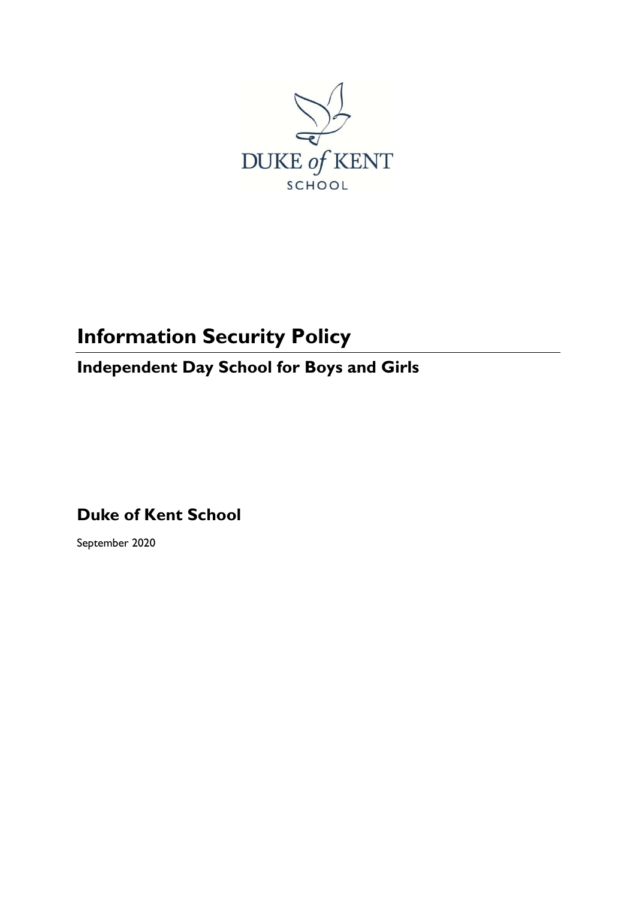DUKE of KENT

SCHOOL

# Information Security Policy

## Independent Day School for Boys and Girls

## Duke of Kent School

September 2020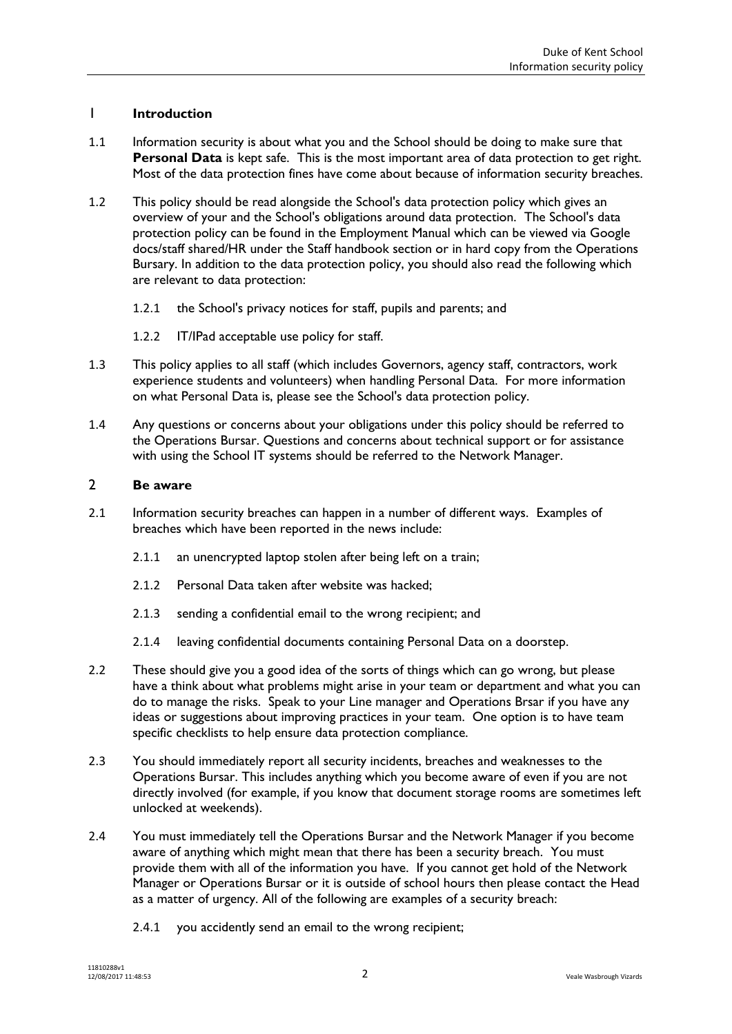## 1 Introduction

1.1 Information security is about what you and the School should be doing to make sure that **Personal Data** is kept safe. This is the most important area of data protection to get right. Most of the data protection fines have come about because of information security breaches.

1.2 This policy should be read alongside the School's data protection policy which gives an overview of your and the School's obligations around data protection. The School's data protection policy can be found in the Employment Manual which can be viewed via Google docs/staff shared/HR under the Staff handbook section or in hard copy from the Operations Bursary. In addition to the data protection policy, you should also read the following which are relevant to data protection:

1.2.1 the School's privacy notices for staff, pupils and parents; and

1.2.2 IT/IPad acceptable use policy for staff.

1.3 This policy applies to all staff (which includes Governors, agency staff, contractors, work experience students and volunteers) when handling Personal Data. For more information on what Personal Data is, please see the School's data protection policy.

1.4 Any questions or concerns about your obligations under this policy should be referred to the Operations Bursar. Questions and concerns about technical support or for assistance with using the School IT systems should be referred to the Network Manager.

## 2 Be aware

2.1 Information security breaches can happen in a number of different ways. Examples of breaches which have been reported in the news include:

2.1.1 an unencrypted laptop stolen after being left on a train;

2.1.2 Personal Data taken after website was hacked;

2.1.3 sending a confidential email to the wrong recipient; and

2.1.4 leaving confidential documents containing Personal Data on a doorstep.

2.2 These should give you a good idea of the sorts of things which can go wrong, but please have a think about what problems might arise in your team or department and what you can do to manage the risks. Speak to your Line manager and Operations Brsar if you have any ideas or suggestions about improving practices in your team. One option is to have team specific checklists to help ensure data protection compliance.

2.3 You should immediately report all security incidents, breaches and weaknesses to the Operations Bursar. This includes anything which you become aware of even if you are not directly involved (for example, if you know that document storage rooms are sometimes left unlocked at weekends).

2.4 You must immediately tell the Operations Bursar and the Network Manager if you become aware of anything which might mean that there has been a security breach. You must provide them with all of the information you have. If you cannot get hold of the Network Manager or Operations Bursar or it is outside of school hours then please contact the Head as a matter of urgency. All of the following are examples of a security breach:

2.4.1 you accidently send an email to the wrong recipient;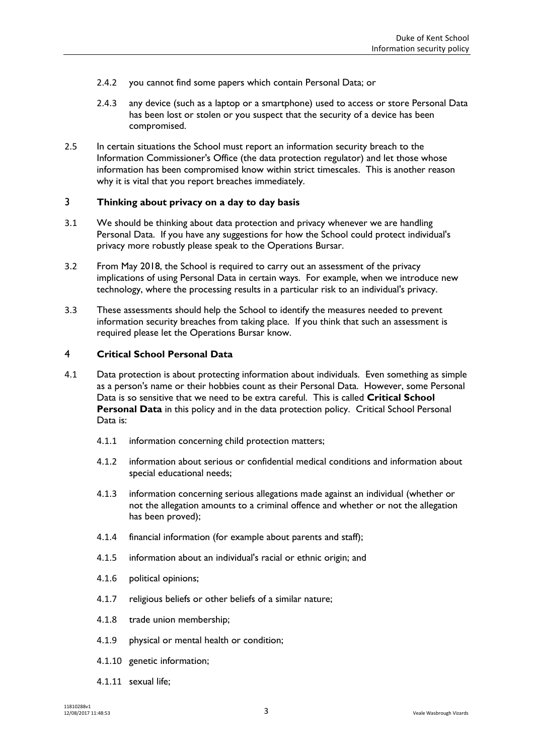2.4.2 you cannot find some papers which contain Personal Data; or

2.4.3 any device (such as a laptop or a smartphone) used to access or store Personal Data has been lost or stolen or you suspect that the security of a device has been compromised.

2.5 In certain situations the School must report an information security breach to the Information Commissioner's Office (the data protection regulator) and let those whose information has been compromised know within strict timescales. This is another reason why it is vital that you report breaches immediately.

## 3 Thinking about privacy on a day to day basis

3.1 We should be thinking about data protection and privacy whenever we are handling Personal Data. If you have any suggestions for how the School could protect individual's privacy more robustly please speak to the Operations Bursar.

3.2 From May 2018, the School is required to carry out an assessment of the privacy implications of using Personal Data in certain ways. For example, when we introduce new technology, where the processing results in a particular risk to an individual's privacy.

3.3 These assessments should help the School to identify the measures needed to prevent information security breaches from taking place. If you think that such an assessment is required please let the Operations Bursar know.

## 4 Critical School Personal Data

4.1 Data protection is about protecting information about individuals. Even something as simple as a person's name or their hobbies count as their Personal Data. However, some Personal Data is so sensitive that we need to be extra careful. This is called **Critical School Personal Data** in this policy and in the data protection policy. Critical School Personal Data is:

4.1.1 information concerning child protection matters;

4.1.2 information about serious or confidential medical conditions and information about special educational needs;

4.1.3 information concerning serious allegations made against an individual (whether or not the allegation amounts to a criminal offence and whether or not the allegation has been proved);

4.1.4 financial information (for example about parents and staff);

4.1.5 information about an individual's racial or ethnic origin; and

4.1.6 political opinions;

4.1.7 religious beliefs or other beliefs of a similar nature;

4.1.8 trade union membership;

4.1.9 physical or mental health or condition;

4.1.10 genetic information;

4.1.11 sexual life;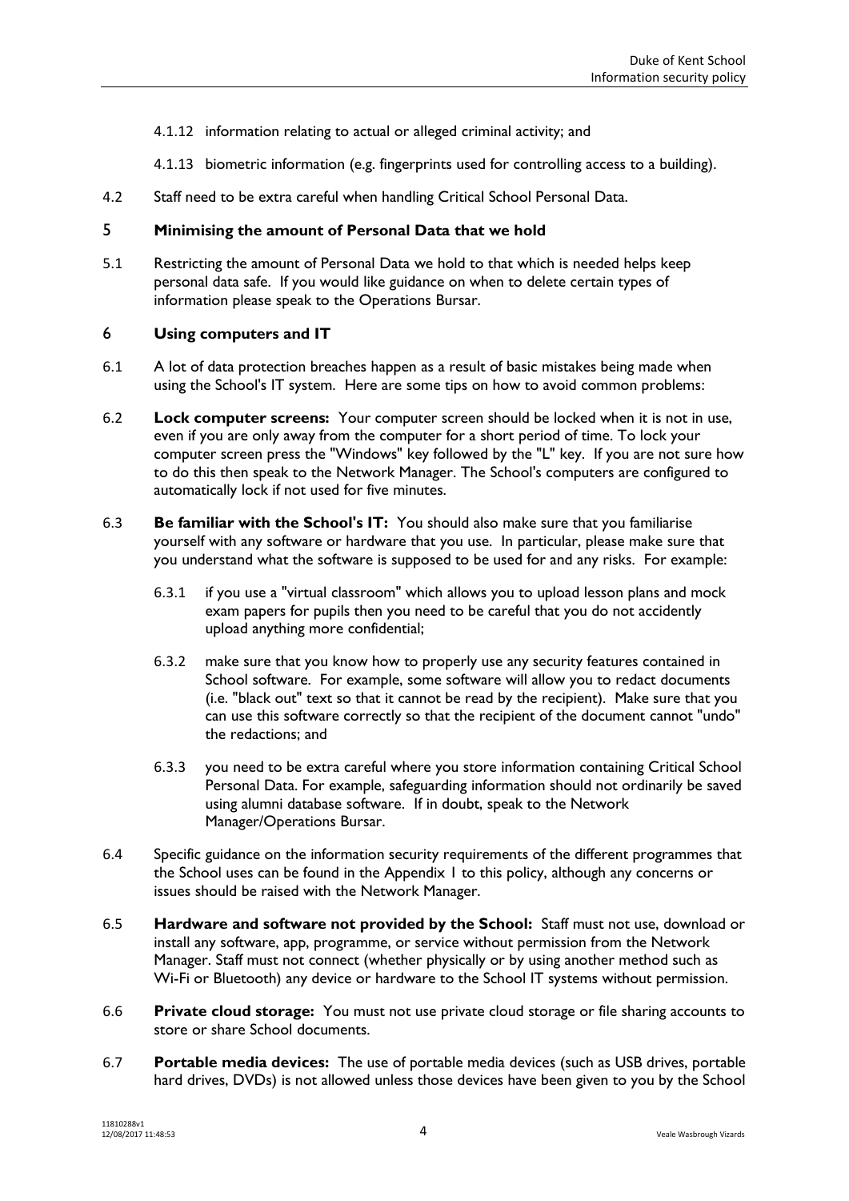4.1.12 information relating to actual or alleged criminal activity; and

4.1.13 biometric information (e.g. fingerprints used for controlling access to a building).

4.2 Staff need to be extra careful when handling Critical School Personal Data.

## 5 Minimising the amount of Personal Data that we hold

5.1 Restricting the amount of Personal Data we hold to that which is needed helps keep personal data safe. If you would like guidance on when to delete certain types of information please speak to the Operations Bursar.

## 6 Using computers and IT

6.1 A lot of data protection breaches happen as a result of basic mistakes being made when using the School's IT system. Here are some tips on how to avoid common problems:

6.2 **Lock computer screens:** Your computer screen should be locked when it is not in use, even if you are only away from the computer for a short period of time. To lock your computer screen press the "Windows" key followed by the "L" key. If you are not sure how to do this then speak to the Network Manager. The School's computers are configured to automatically lock if not used for five minutes.

6.3 **Be familiar with the School's IT:** You should also make sure that you familiarise yourself with any software or hardware that you use. In particular, please make sure that you understand what the software is supposed to be used for and any risks. For example:

6.3.1 if you use a "virtual classroom" which allows you to upload lesson plans and mock exam papers for pupils then you need to be careful that you do not accidently upload anything more confidential;

6.3.2 make sure that you know how to properly use any security features contained in School software. For example, some software will allow you to redact documents (i.e. "black out" text so that it cannot be read by the recipient). Make sure that you can use this software correctly so that the recipient of the document cannot "undo" the redactions; and

6.3.3 you need to be extra careful where you store information containing Critical School Personal Data. For example, safeguarding information should not ordinarily be saved using alumni database software. If in doubt, speak to the Network Manager/Operations Bursar.

6.4 Specific guidance on the information security requirements of the different programmes that the School uses can be found in the Appendix 1 to this policy, although any concerns or issues should be raised with the Network Manager.

6.5 **Hardware and software not provided by the School:** Staff must not use, download or install any software, app, programme, or service without permission from the Network Manager. Staff must not connect (whether physically or by using another method such as Wi-Fi or Bluetooth) any device or hardware to the School IT systems without permission.

6.6 **Private cloud storage:** You must not use private cloud storage or file sharing accounts to store or share School documents.

6.7 **Portable media devices:** The use of portable media devices (such as USB drives, portable hard drives, DVDs) is not allowed unless those devices have been given to you by the School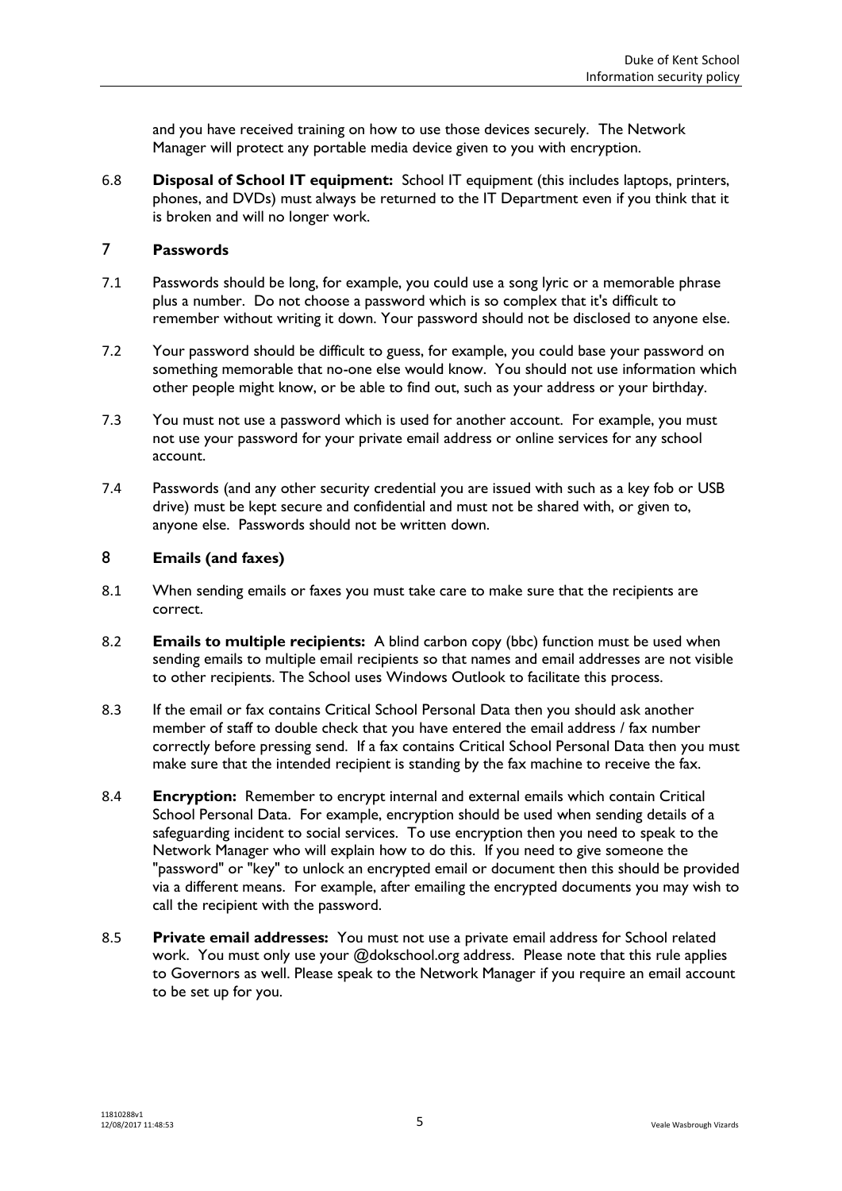and you have received training on how to use those devices securely. The Network Manager will protect any portable media device given to you with encryption.

6.8 **Disposal of School IT equipment:** School IT equipment (this includes laptops, printers, phones, and DVDs) must always be returned to the IT Department even if you think that it is broken and will no longer work.

## 7 Passwords

7.1 Passwords should be long, for example, you could use a song lyric or a memorable phrase plus a number. Do not choose a password which is so complex that it's difficult to remember without writing it down. Your password should not be disclosed to anyone else.

7.2 Your password should be difficult to guess, for example, you could base your password on something memorable that no-one else would know. You should not use information which other people might know, or be able to find out, such as your address or your birthday.

7.3 You must not use a password which is used for another account. For example, you must not use your password for your private email address or online services for any school account.

7.4 Passwords (and any other security credential you are issued with such as a key fob or USB drive) must be kept secure and confidential and must not be shared with, or given to, anyone else. Passwords should not be written down.

## 8 Emails (and faxes)

8.1 When sending emails or faxes you must take care to make sure that the recipients are correct.

8.2 **Emails to multiple recipients:** A blind carbon copy (bbc) function must be used when sending emails to multiple email recipients so that names and email addresses are not visible to other recipients. The School uses Windows Outlook to facilitate this process.

8.3 If the email or fax contains Critical School Personal Data then you should ask another member of staff to double check that you have entered the email address / fax number correctly before pressing send. If a fax contains Critical School Personal Data then you must make sure that the intended recipient is standing by the fax machine to receive the fax.

8.4 **Encryption:** Remember to encrypt internal and external emails which contain Critical School Personal Data. For example, encryption should be used when sending details of a safeguarding incident to social services. To use encryption then you need to speak to the Network Manager who will explain how to do this. If you need to give someone the "password" or "key" to unlock an encrypted email or document then this should be provided via a different means. For example, after emailing the encrypted documents you may wish to call the recipient with the password.

8.5 **Private email addresses:** You must not use a private email address for School related work. You must only use your @dokschool.org address. Please note that this rule applies to Governors as well. Please speak to the Network Manager if you require an email account to be set up for you.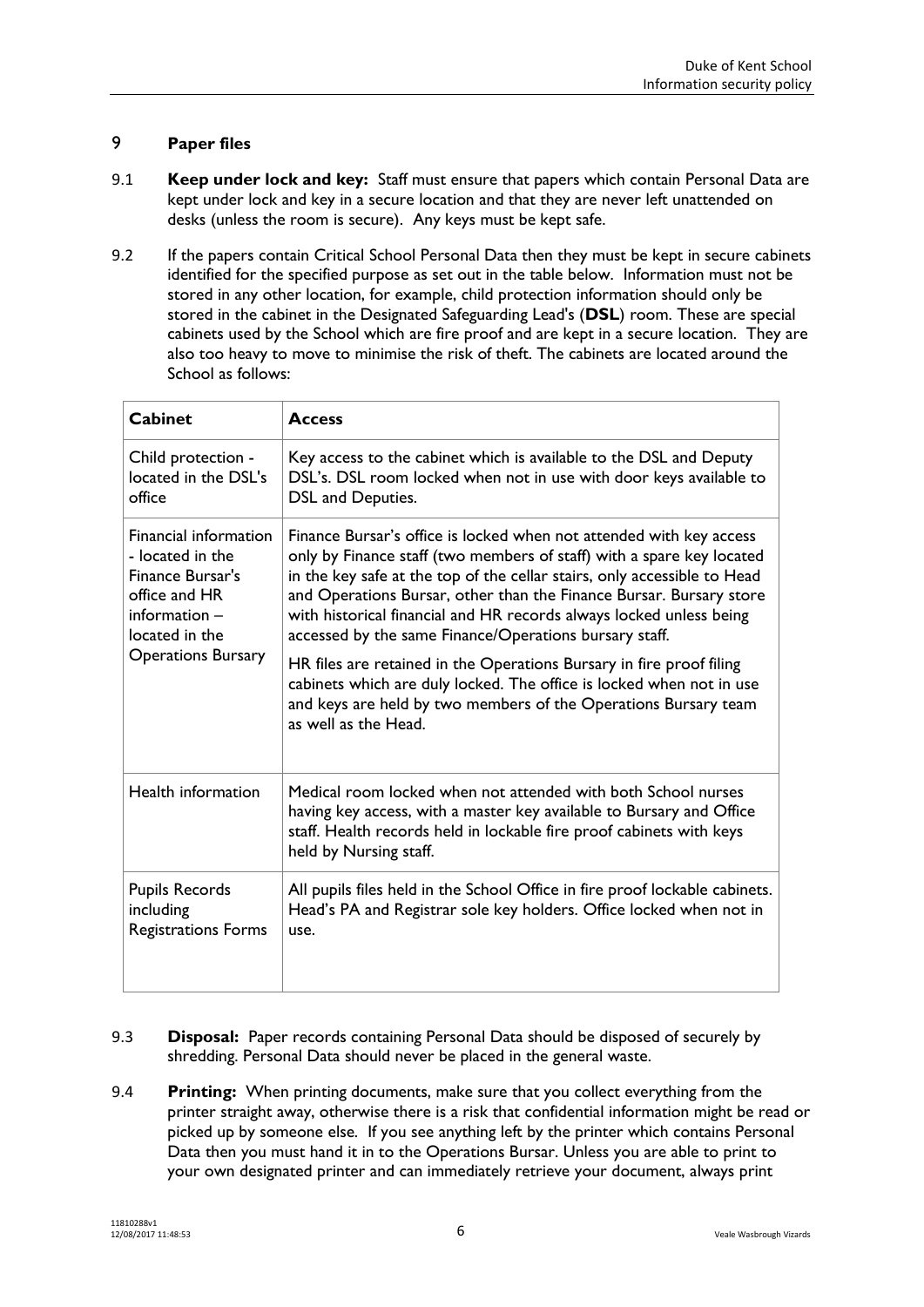## 9 Paper files

9.1 **Keep under lock and key:** Staff must ensure that papers which contain Personal Data are kept under lock and key in a secure location and that they are never left unattended on desks (unless the room is secure). Any keys must be kept safe.

9.2 If the papers contain Critical School Personal Data then they must be kept in secure cabinets identified for the specified purpose as set out in the table below. Information must not be stored in any other location, for example, child protection information should only be stored in the cabinet in the Designated Safeguarding Lead's (**DSL**) room. These are special cabinets used by the School which are fire proof and are kept in a secure location. They are also too heavy to move to minimise the risk of theft. The cabinets are located around the School as follows:

| **Cabinet** | **Access** |
|---|---|
| Child protection - located in the DSL's office | Key access to the cabinet which is available to the DSL and Deputy DSL's. DSL room locked when not in use with door keys available to DSL and Deputies. |
| Financial information - located in the Finance Bursar's office and HR information – located in the Operations Bursary | Finance Bursar's office is locked when not attended with key access only by Finance staff (two members of staff) with a spare key located in the key safe at the top of the cellar stairs, only accessible to Head and Operations Bursar, other than the Finance Bursar. Bursary store with historical financial and HR records always locked unless being accessed by the same Finance/Operations bursary staff.<br><br>HR files are retained in the Operations Bursary in fire proof filing cabinets which are duly locked. The office is locked when not in use and keys are held by two members of the Operations Bursary team as well as the Head. |
| Health information | Medical room locked when not attended with both School nurses having key access, with a master key available to Bursary and Office staff. Health records held in lockable fire proof cabinets with keys held by Nursing staff. |
| Pupils Records including Registrations Forms | All pupils files held in the School Office in fire proof lockable cabinets. Head's PA and Registrar sole key holders. Office locked when not in use. |

9.3 **Disposal:** Paper records containing Personal Data should be disposed of securely by shredding. Personal Data should never be placed in the general waste.

9.4 **Printing:** When printing documents, make sure that you collect everything from the printer straight away, otherwise there is a risk that confidential information might be read or picked up by someone else. If you see anything left by the printer which contains Personal Data then you must hand it in to the Operations Bursar. Unless you are able to print to your own designated printer and can immediately retrieve your document, always print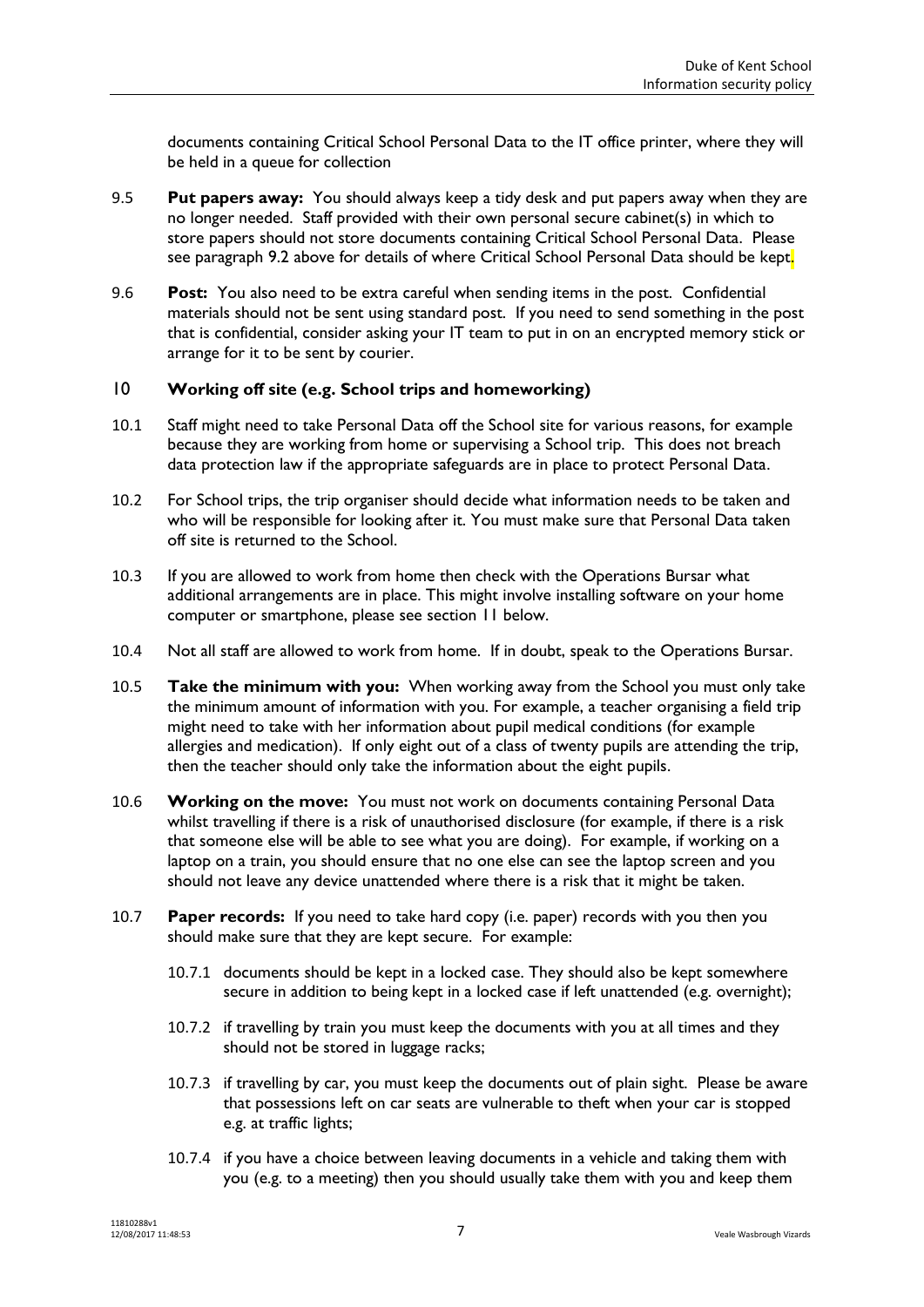documents containing Critical School Personal Data to the IT office printer, where they will be held in a queue for collection

9.5 **Put papers away:** You should always keep a tidy desk and put papers away when they are no longer needed. Staff provided with their own personal secure cabinet(s) in which to store papers should not store documents containing Critical School Personal Data. Please see paragraph 9.2 above for details of where Critical School Personal Data should be kept.

9.6 **Post:** You also need to be extra careful when sending items in the post. Confidential materials should not be sent using standard post. If you need to send something in the post that is confidential, consider asking your IT team to put in on an encrypted memory stick or arrange for it to be sent by courier.

## 10 Working off site (e.g. School trips and homeworking)

10.1 Staff might need to take Personal Data off the School site for various reasons, for example because they are working from home or supervising a School trip. This does not breach data protection law if the appropriate safeguards are in place to protect Personal Data.

10.2 For School trips, the trip organiser should decide what information needs to be taken and who will be responsible for looking after it. You must make sure that Personal Data taken off site is returned to the School.

10.3 If you are allowed to work from home then check with the Operations Bursar what additional arrangements are in place. This might involve installing software on your home computer or smartphone, please see section 11 below.

10.4 Not all staff are allowed to work from home. If in doubt, speak to the Operations Bursar.

10.5 **Take the minimum with you:** When working away from the School you must only take the minimum amount of information with you. For example, a teacher organising a field trip might need to take with her information about pupil medical conditions (for example allergies and medication). If only eight out of a class of twenty pupils are attending the trip, then the teacher should only take the information about the eight pupils.

10.6 **Working on the move:** You must not work on documents containing Personal Data whilst travelling if there is a risk of unauthorised disclosure (for example, if there is a risk that someone else will be able to see what you are doing). For example, if working on a laptop on a train, you should ensure that no one else can see the laptop screen and you should not leave any device unattended where there is a risk that it might be taken.

10.7 **Paper records:** If you need to take hard copy (i.e. paper) records with you then you should make sure that they are kept secure. For example:

10.7.1 documents should be kept in a locked case. They should also be kept somewhere secure in addition to being kept in a locked case if left unattended (e.g. overnight);

10.7.2 if travelling by train you must keep the documents with you at all times and they should not be stored in luggage racks;

10.7.3 if travelling by car, you must keep the documents out of plain sight. Please be aware that possessions left on car seats are vulnerable to theft when your car is stopped e.g. at traffic lights;

10.7.4 if you have a choice between leaving documents in a vehicle and taking them with you (e.g. to a meeting) then you should usually take them with you and keep them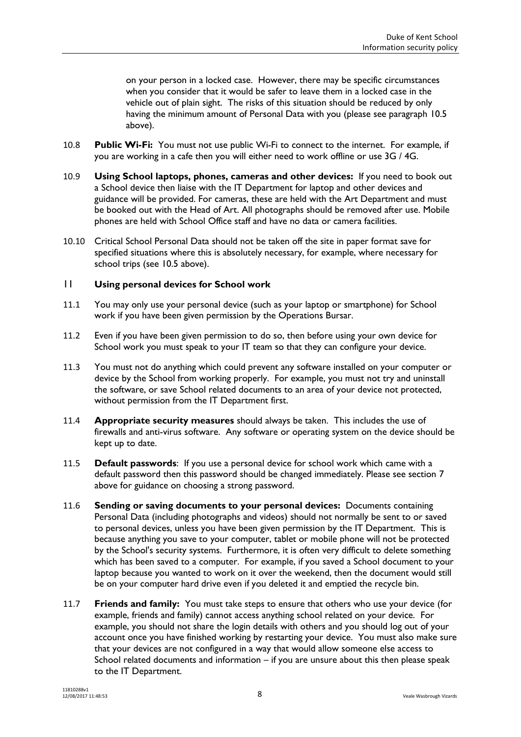on your person in a locked case. However, there may be specific circumstances when you consider that it would be safer to leave them in a locked case in the vehicle out of plain sight. The risks of this situation should be reduced by only having the minimum amount of Personal Data with you (please see paragraph 10.5 above).

10.8 **Public Wi-Fi:** You must not use public Wi-Fi to connect to the internet. For example, if you are working in a cafe then you will either need to work offline or use 3G / 4G.

10.9 **Using School laptops, phones, cameras and other devices:** If you need to book out a School device then liaise with the IT Department for laptop and other devices and guidance will be provided. For cameras, these are held with the Art Department and must be booked out with the Head of Art. All photographs should be removed after use. Mobile phones are held with School Office staff and have no data or camera facilities.

10.10 Critical School Personal Data should not be taken off the site in paper format save for specified situations where this is absolutely necessary, for example, where necessary for school trips (see 10.5 above).

## 11 Using personal devices for School work

11.1 You may only use your personal device (such as your laptop or smartphone) for School work if you have been given permission by the Operations Bursar.

11.2 Even if you have been given permission to do so, then before using your own device for School work you must speak to your IT team so that they can configure your device.

11.3 You must not do anything which could prevent any software installed on your computer or device by the School from working properly. For example, you must not try and uninstall the software, or save School related documents to an area of your device not protected, without permission from the IT Department first.

11.4 **Appropriate security measures** should always be taken. This includes the use of firewalls and anti-virus software. Any software or operating system on the device should be kept up to date.

11.5 **Default passwords**: If you use a personal device for school work which came with a default password then this password should be changed immediately. Please see section 7 above for guidance on choosing a strong password.

11.6 **Sending or saving documents to your personal devices:** Documents containing Personal Data (including photographs and videos) should not normally be sent to or saved to personal devices, unless you have been given permission by the IT Department. This is because anything you save to your computer, tablet or mobile phone will not be protected by the School's security systems. Furthermore, it is often very difficult to delete something which has been saved to a computer. For example, if you saved a School document to your laptop because you wanted to work on it over the weekend, then the document would still be on your computer hard drive even if you deleted it and emptied the recycle bin.

11.7 **Friends and family:** You must take steps to ensure that others who use your device (for example, friends and family) cannot access anything school related on your device. For example, you should not share the login details with others and you should log out of your account once you have finished working by restarting your device. You must also make sure that your devices are not configured in a way that would allow someone else access to School related documents and information – if you are unsure about this then please speak to the IT Department.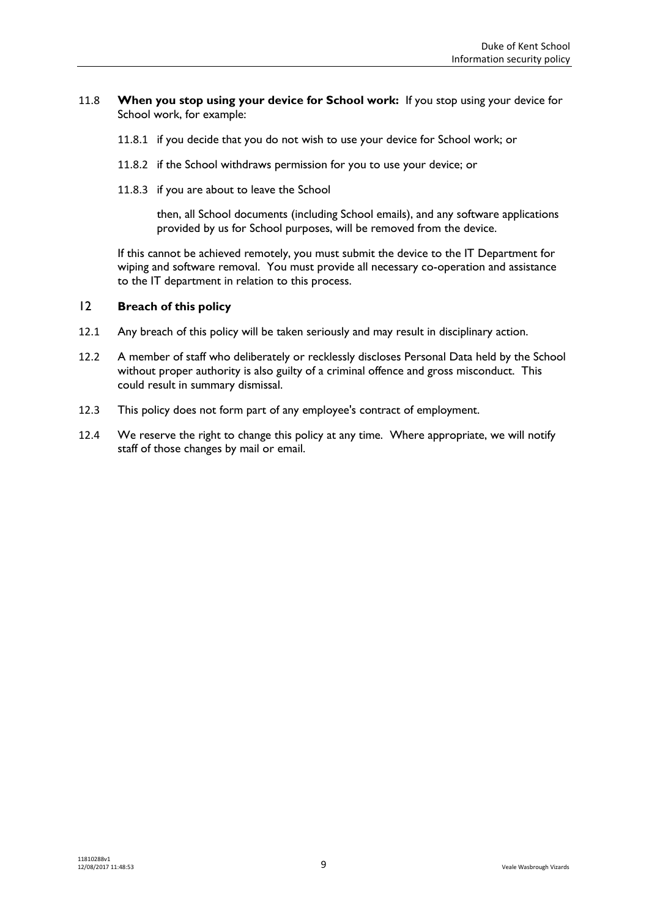11.8 **When you stop using your device for School work:** If you stop using your device for School work, for example:

11.8.1 if you decide that you do not wish to use your device for School work; or

11.8.2 if the School withdraws permission for you to use your device; or

11.8.3 if you are about to leave the School

then, all School documents (including School emails), and any software applications provided by us for School purposes, will be removed from the device.

If this cannot be achieved remotely, you must submit the device to the IT Department for wiping and software removal. You must provide all necessary co-operation and assistance to the IT department in relation to this process.

## 12 Breach of this policy

12.1 Any breach of this policy will be taken seriously and may result in disciplinary action.

12.2 A member of staff who deliberately or recklessly discloses Personal Data held by the School without proper authority is also guilty of a criminal offence and gross misconduct. This could result in summary dismissal.

12.3 This policy does not form part of any employee's contract of employment.

12.4 We reserve the right to change this policy at any time. Where appropriate, we will notify staff of those changes by mail or email.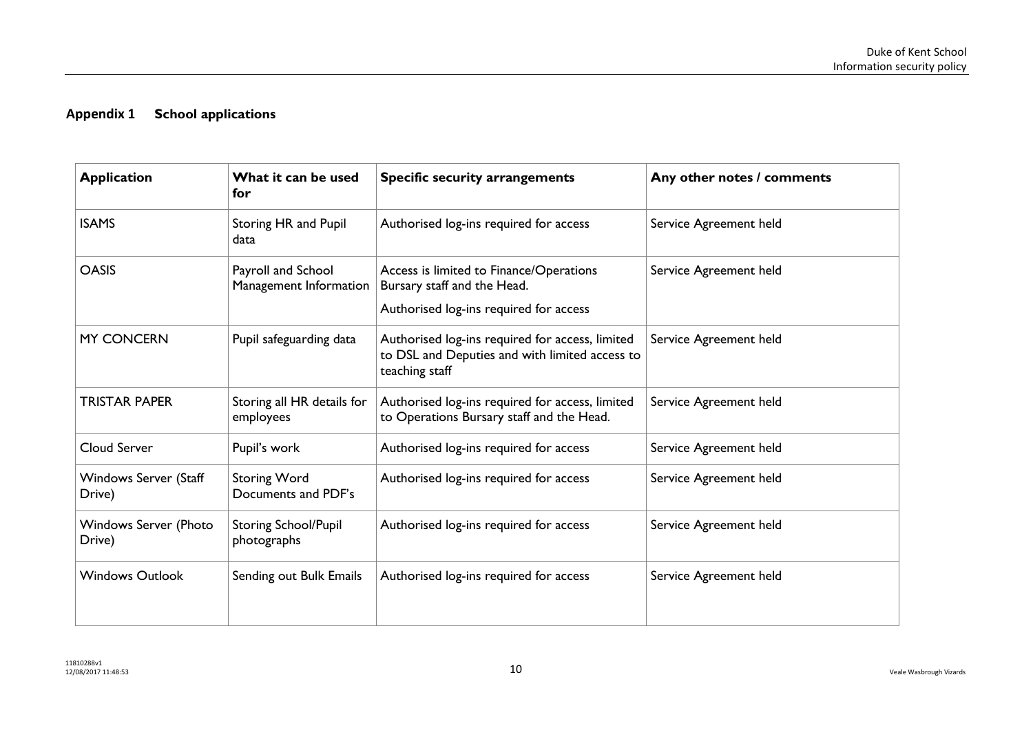## Appendix 1 School applications

| Application | What it can be used for | Specific security arrangements | Any other notes / comments |
|---|---|---|---|
| ISAMS | Storing HR and Pupil data | Authorised log-ins required for access | Service Agreement held |
| OASIS | Payroll and School Management Information | Access is limited to Finance/Operations Bursary staff and the Head.<br><br>Authorised log-ins required for access | Service Agreement held |
| MY CONCERN | Pupil safeguarding data | Authorised log-ins required for access, limited to DSL and Deputies and with limited access to teaching staff | Service Agreement held |
| TRISTAR PAPER | Storing all HR details for employees | Authorised log-ins required for access, limited to Operations Bursary staff and the Head. | Service Agreement held |
| Cloud Server | Pupil's work | Authorised log-ins required for access | Service Agreement held |
| Windows Server (Staff Drive) | Storing Word Documents and PDF's | Authorised log-ins required for access | Service Agreement held |
| Windows Server (Photo Drive) | Storing School/Pupil photographs | Authorised log-ins required for access | Service Agreement held |
| Windows Outlook | Sending out Bulk Emails | Authorised log-ins required for access | Service Agreement held |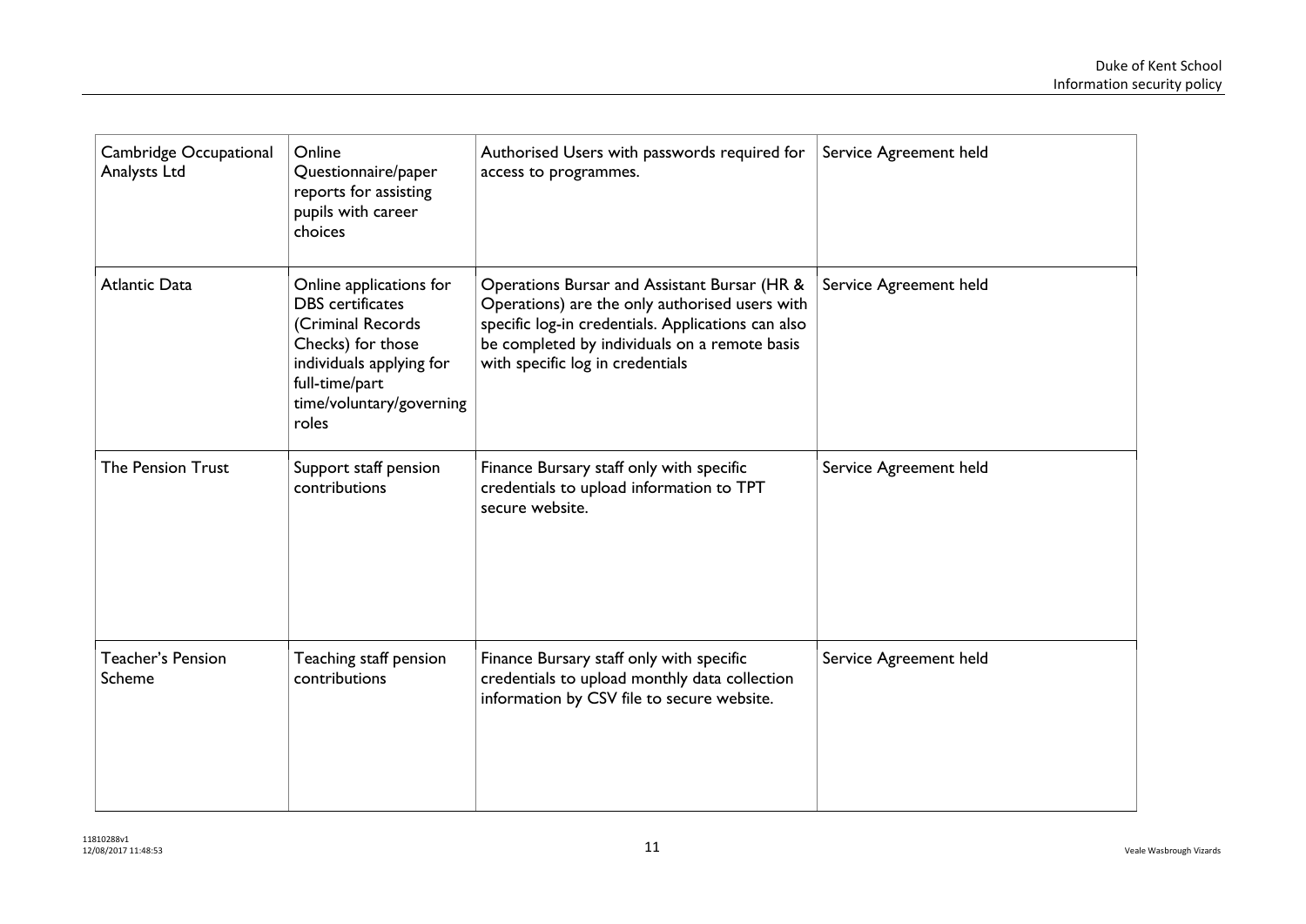| Cambridge Occupational Analysts Ltd | Online Questionnaire/paper reports for assisting pupils with career choices | Authorised Users with passwords required for access to programmes. | Service Agreement held |
|---|---|---|---|
| Atlantic Data | Online applications for DBS certificates (Criminal Records Checks) for those individuals applying for full-time/part time/voluntary/governing roles | Operations Bursar and Assistant Bursar (HR & Operations) are the only authorised users with specific log-in credentials. Applications can also be completed by individuals on a remote basis with specific log in credentials | Service Agreement held |
| The Pension Trust | Support staff pension contributions | Finance Bursary staff only with specific credentials to upload information to TPT secure website. | Service Agreement held |
| Teacher's Pension Scheme | Teaching staff pension contributions | Finance Bursary staff only with specific credentials to upload monthly data collection information by CSV file to secure website. | Service Agreement held |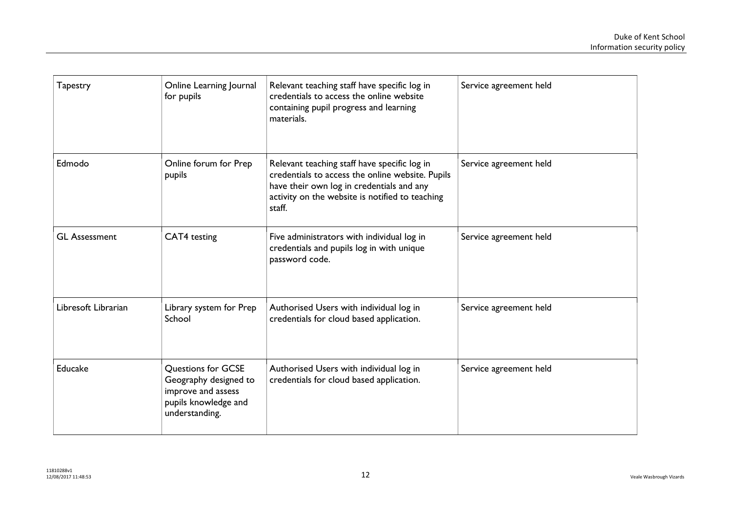| | | | |
|---|---|---|---|
| Tapestry | Online Learning Journal for pupils | Relevant teaching staff have specific log in credentials to access the online website containing pupil progress and learning materials. | Service agreement held |
| Edmodo | Online forum for Prep pupils | Relevant teaching staff have specific log in credentials to access the online website. Pupils have their own log in credentials and any activity on the website is notified to teaching staff. | Service agreement held |
| GL Assessment | CAT4 testing | Five administrators with individual log in credentials and pupils log in with unique password code. | Service agreement held |
| Libresoft Librarian | Library system for Prep School | Authorised Users with individual log in credentials for cloud based application. | Service agreement held |
| Educake | Questions for GCSE Geography designed to improve and assess pupils knowledge and understanding. | Authorised Users with individual log in credentials for cloud based application. | Service agreement held |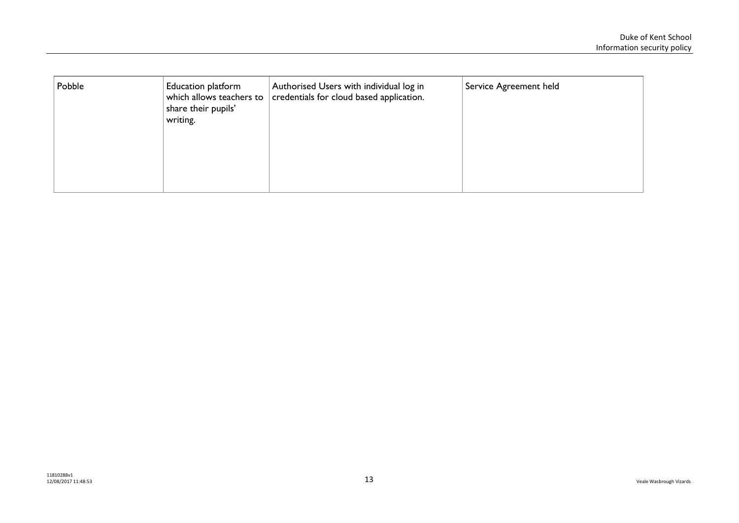| | | | |
|---|---|---|---|
| Pobble | Education platform which allows teachers to share their pupils' writing. | Authorised Users with individual log in credentials for cloud based application. | Service Agreement held |